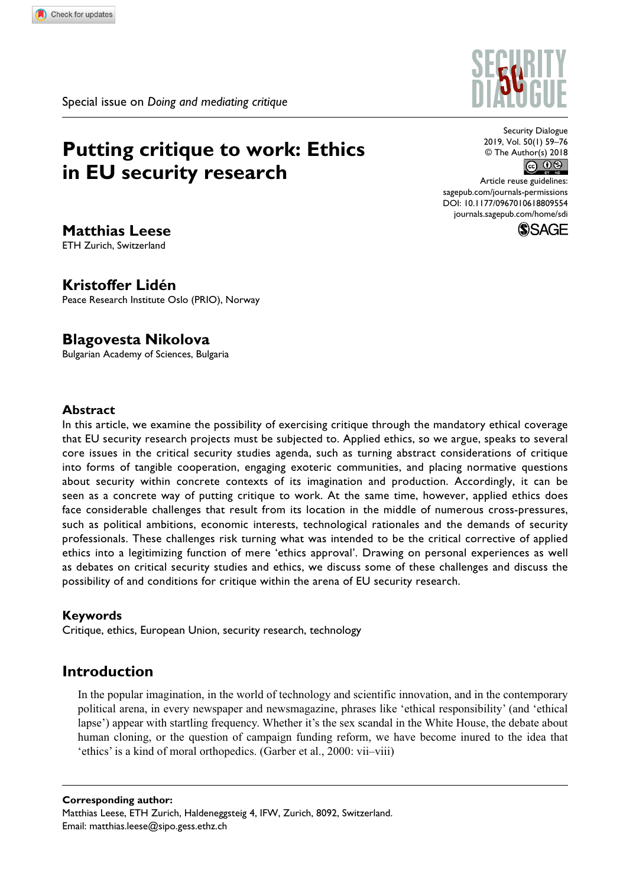Special issue on *Doing and mediating critique*

# Putting critique to work: Ethics in EU security research

Security Dialogue
2019, Vol. 50(1) 59–76
© The Author(s) 2018
Article reuse guidelines:
sagepub.com/journals-permissions
DOI: 10.1177/0967010618809554
journals.sagepub.com/home/sdi

**Matthias Leese**
ETH Zurich, Switzerland

**Kristoffer Lidén**
Peace Research Institute Oslo (PRIO), Norway

**Blagovesta Nikolova**
Bulgarian Academy of Sciences, Bulgaria

### Abstract

In this article, we examine the possibility of exercising critique through the mandatory ethical coverage that EU security research projects must be subjected to. Applied ethics, so we argue, speaks to several core issues in the critical security studies agenda, such as turning abstract considerations of critique into forms of tangible cooperation, engaging exoteric communities, and placing normative questions about security within concrete contexts of its imagination and production. Accordingly, it can be seen as a concrete way of putting critique to work. At the same time, however, applied ethics does face considerable challenges that result from its location in the middle of numerous cross-pressures, such as political ambitions, economic interests, technological rationales and the demands of security professionals. These challenges risk turning what was intended to be the critical corrective of applied ethics into a legitimizing function of mere 'ethics approval'. Drawing on personal experiences as well as debates on critical security studies and ethics, we discuss some of these challenges and discuss the possibility of and conditions for critique within the arena of EU security research.

### Keywords

Critique, ethics, European Union, security research, technology

## Introduction

> In the popular imagination, in the world of technology and scientific innovation, and in the contemporary political arena, in every newspaper and newsmagazine, phrases like 'ethical responsibility' (and 'ethical lapse') appear with startling frequency. Whether it's the sex scandal in the White House, the debate about human cloning, or the question of campaign funding reform, we have become inured to the idea that 'ethics' is a kind of moral orthopedics. (Garber et al., 2000: vii–viii)

**Corresponding author:**
Matthias Leese, ETH Zurich, Haldeneggsteig 4, IFW, Zurich, 8092, Switzerland.
Email: matthias.leese@sipo.gess.ethz.ch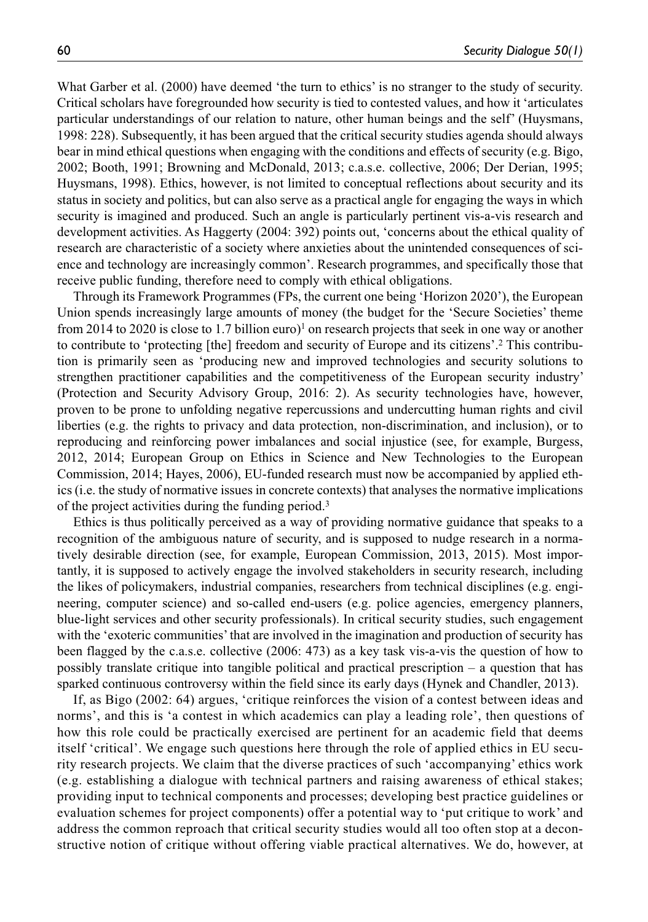What Garber et al. (2000) have deemed 'the turn to ethics' is no stranger to the study of security. Critical scholars have foregrounded how security is tied to contested values, and how it 'articulates particular understandings of our relation to nature, other human beings and the self' (Huysmans, 1998: 228). Subsequently, it has been argued that the critical security studies agenda should always bear in mind ethical questions when engaging with the conditions and effects of security (e.g. Bigo, 2002; Booth, 1991; Browning and McDonald, 2013; c.a.s.e. collective, 2006; Der Derian, 1995; Huysmans, 1998). Ethics, however, is not limited to conceptual reflections about security and its status in society and politics, but can also serve as a practical angle for engaging the ways in which security is imagined and produced. Such an angle is particularly pertinent vis-a-vis research and development activities. As Haggerty (2004: 392) points out, 'concerns about the ethical quality of research are characteristic of a society where anxieties about the unintended consequences of science and technology are increasingly common'. Research programmes, and specifically those that receive public funding, therefore need to comply with ethical obligations.

Through its Framework Programmes (FPs, the current one being 'Horizon 2020'), the European Union spends increasingly large amounts of money (the budget for the 'Secure Societies' theme from 2014 to 2020 is close to 1.7 billion euro)[1] on research projects that seek in one way or another to contribute to 'protecting [the] freedom and security of Europe and its citizens'.[2] This contribution is primarily seen as 'producing new and improved technologies and security solutions to strengthen practitioner capabilities and the competitiveness of the European security industry' (Protection and Security Advisory Group, 2016: 2). As security technologies have, however, proven to be prone to unfolding negative repercussions and undercutting human rights and civil liberties (e.g. the rights to privacy and data protection, non-discrimination, and inclusion), or to reproducing and reinforcing power imbalances and social injustice (see, for example, Burgess, 2012, 2014; European Group on Ethics in Science and New Technologies to the European Commission, 2014; Hayes, 2006), EU-funded research must now be accompanied by applied ethics (i.e. the study of normative issues in concrete contexts) that analyses the normative implications of the project activities during the funding period.[3]

Ethics is thus politically perceived as a way of providing normative guidance that speaks to a recognition of the ambiguous nature of security, and is supposed to nudge research in a normatively desirable direction (see, for example, European Commission, 2013, 2015). Most importantly, it is supposed to actively engage the involved stakeholders in security research, including the likes of policymakers, industrial companies, researchers from technical disciplines (e.g. engineering, computer science) and so-called end-users (e.g. police agencies, emergency planners, blue-light services and other security professionals). In critical security studies, such engagement with the 'exoteric communities' that are involved in the imagination and production of security has been flagged by the c.a.s.e. collective (2006: 473) as a key task vis-a-vis the question of how to possibly translate critique into tangible political and practical prescription – a question that has sparked continuous controversy within the field since its early days (Hynek and Chandler, 2013).

If, as Bigo (2002: 64) argues, 'critique reinforces the vision of a contest between ideas and norms', and this is 'a contest in which academics can play a leading role', then questions of how this role could be practically exercised are pertinent for an academic field that deems itself 'critical'. We engage such questions here through the role of applied ethics in EU security research projects. We claim that the diverse practices of such 'accompanying' ethics work (e.g. establishing a dialogue with technical partners and raising awareness of ethical stakes; providing input to technical components and processes; developing best practice guidelines or evaluation schemes for project components) offer a potential way to 'put critique to work' and address the common reproach that critical security studies would all too often stop at a deconstructive notion of critique without offering viable practical alternatives. We do, however, at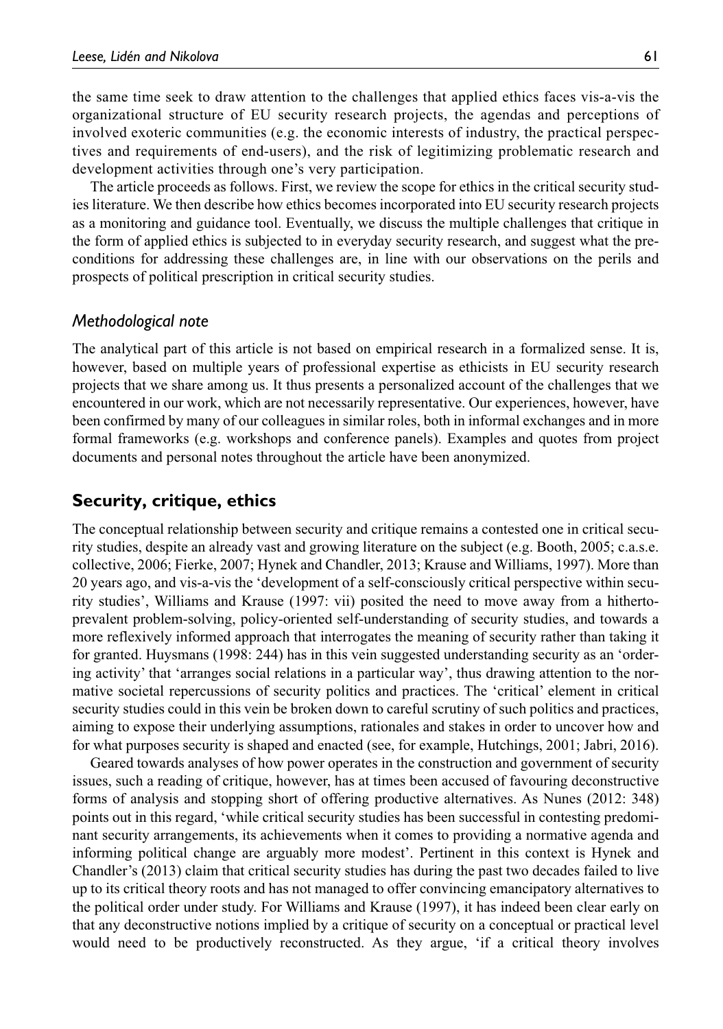the same time seek to draw attention to the challenges that applied ethics faces vis-a-vis the organizational structure of EU security research projects, the agendas and perceptions of involved exoteric communities (e.g. the economic interests of industry, the practical perspectives and requirements of end-users), and the risk of legitimizing problematic research and development activities through one's very participation.

The article proceeds as follows. First, we review the scope for ethics in the critical security studies literature. We then describe how ethics becomes incorporated into EU security research projects as a monitoring and guidance tool. Eventually, we discuss the multiple challenges that critique in the form of applied ethics is subjected to in everyday security research, and suggest what the preconditions for addressing these challenges are, in line with our observations on the perils and prospects of political prescription in critical security studies.

### *Methodological note*

The analytical part of this article is not based on empirical research in a formalized sense. It is, however, based on multiple years of professional expertise as ethicists in EU security research projects that we share among us. It thus presents a personalized account of the challenges that we encountered in our work, which are not necessarily representative. Our experiences, however, have been confirmed by many of our colleagues in similar roles, both in informal exchanges and in more formal frameworks (e.g. workshops and conference panels). Examples and quotes from project documents and personal notes throughout the article have been anonymized.

## Security, critique, ethics

The conceptual relationship between security and critique remains a contested one in critical security studies, despite an already vast and growing literature on the subject (e.g. Booth, 2005; c.a.s.e. collective, 2006; Fierke, 2007; Hynek and Chandler, 2013; Krause and Williams, 1997). More than 20 years ago, and vis-a-vis the 'development of a self-consciously critical perspective within security studies', Williams and Krause (1997: vii) posited the need to move away from a hitherto-prevalent problem-solving, policy-oriented self-understanding of security studies, and towards a more reflexively informed approach that interrogates the meaning of security rather than taking it for granted. Huysmans (1998: 244) has in this vein suggested understanding security as an 'ordering activity' that 'arranges social relations in a particular way', thus drawing attention to the normative societal repercussions of security politics and practices. The 'critical' element in critical security studies could in this vein be broken down to careful scrutiny of such politics and practices, aiming to expose their underlying assumptions, rationales and stakes in order to uncover how and for what purposes security is shaped and enacted (see, for example, Hutchings, 2001; Jabri, 2016).

Geared towards analyses of how power operates in the construction and government of security issues, such a reading of critique, however, has at times been accused of favouring deconstructive forms of analysis and stopping short of offering productive alternatives. As Nunes (2012: 348) points out in this regard, 'while critical security studies has been successful in contesting predominant security arrangements, its achievements when it comes to providing a normative agenda and informing political change are arguably more modest'. Pertinent in this context is Hynek and Chandler's (2013) claim that critical security studies has during the past two decades failed to live up to its critical theory roots and has not managed to offer convincing emancipatory alternatives to the political order under study. For Williams and Krause (1997), it has indeed been clear early on that any deconstructive notions implied by a critique of security on a conceptual or practical level would need to be productively reconstructed. As they argue, 'if a critical theory involves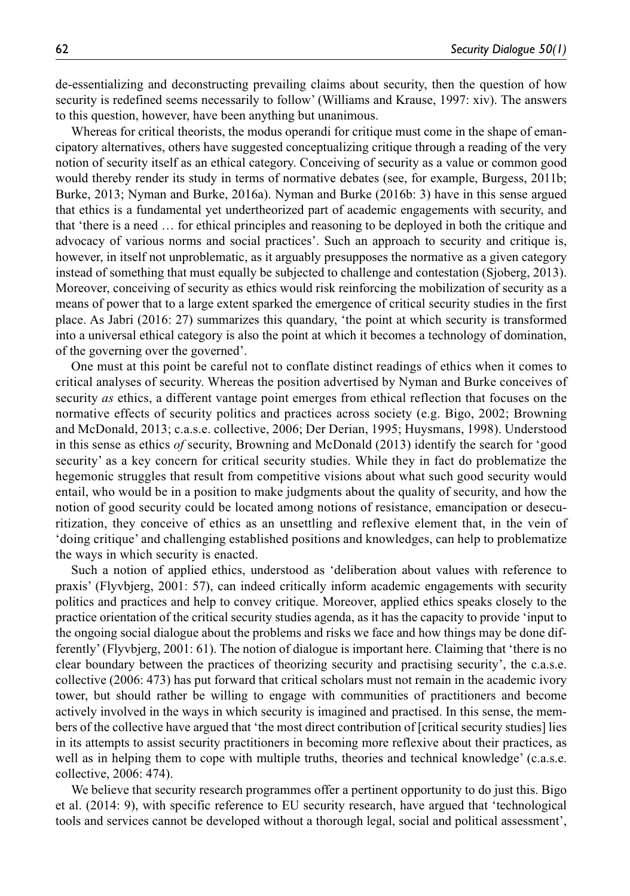de-essentializing and deconstructing prevailing claims about security, then the question of how security is redefined seems necessarily to follow' (Williams and Krause, 1997: xiv). The answers to this question, however, have been anything but unanimous.

Whereas for critical theorists, the modus operandi for critique must come in the shape of emancipatory alternatives, others have suggested conceptualizing critique through a reading of the very notion of security itself as an ethical category. Conceiving of security as a value or common good would thereby render its study in terms of normative debates (see, for example, Burgess, 2011b; Burke, 2013; Nyman and Burke, 2016a). Nyman and Burke (2016b: 3) have in this sense argued that ethics is a fundamental yet undertheorized part of academic engagements with security, and that 'there is a need … for ethical principles and reasoning to be deployed in both the critique and advocacy of various norms and social practices'. Such an approach to security and critique is, however, in itself not unproblematic, as it arguably presupposes the normative as a given category instead of something that must equally be subjected to challenge and contestation (Sjoberg, 2013). Moreover, conceiving of security as ethics would risk reinforcing the mobilization of security as a means of power that to a large extent sparked the emergence of critical security studies in the first place. As Jabri (2016: 27) summarizes this quandary, 'the point at which security is transformed into a universal ethical category is also the point at which it becomes a technology of domination, of the governing over the governed'.

One must at this point be careful not to conflate distinct readings of ethics when it comes to critical analyses of security. Whereas the position advertised by Nyman and Burke conceives of security *as* ethics, a different vantage point emerges from ethical reflection that focuses on the normative effects of security politics and practices across society (e.g. Bigo, 2002; Browning and McDonald, 2013; c.a.s.e. collective, 2006; Der Derian, 1995; Huysmans, 1998). Understood in this sense as ethics *of* security, Browning and McDonald (2013) identify the search for 'good security' as a key concern for critical security studies. While they in fact do problematize the hegemonic struggles that result from competitive visions about what such good security would entail, who would be in a position to make judgments about the quality of security, and how the notion of good security could be located among notions of resistance, emancipation or desecuritization, they conceive of ethics as an unsettling and reflexive element that, in the vein of 'doing critique' and challenging established positions and knowledges, can help to problematize the ways in which security is enacted.

Such a notion of applied ethics, understood as 'deliberation about values with reference to praxis' (Flyvbjerg, 2001: 57), can indeed critically inform academic engagements with security politics and practices and help to convey critique. Moreover, applied ethics speaks closely to the practice orientation of the critical security studies agenda, as it has the capacity to provide 'input to the ongoing social dialogue about the problems and risks we face and how things may be done differently' (Flyvbjerg, 2001: 61). The notion of dialogue is important here. Claiming that 'there is no clear boundary between the practices of theorizing security and practising security', the c.a.s.e. collective (2006: 473) has put forward that critical scholars must not remain in the academic ivory tower, but should rather be willing to engage with communities of practitioners and become actively involved in the ways in which security is imagined and practised. In this sense, the members of the collective have argued that 'the most direct contribution of [critical security studies] lies in its attempts to assist security practitioners in becoming more reflexive about their practices, as well as in helping them to cope with multiple truths, theories and technical knowledge' (c.a.s.e. collective, 2006: 474).

We believe that security research programmes offer a pertinent opportunity to do just this. Bigo et al. (2014: 9), with specific reference to EU security research, have argued that 'technological tools and services cannot be developed without a thorough legal, social and political assessment',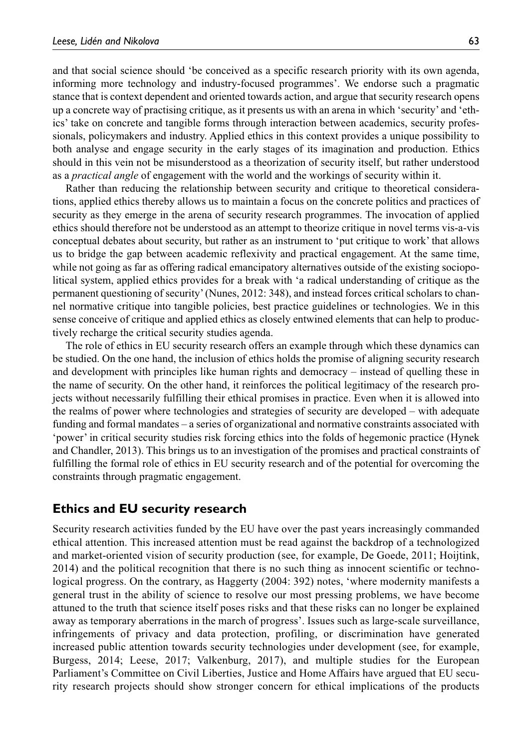and that social science should 'be conceived as a specific research priority with its own agenda, informing more technology and industry-focused programmes'. We endorse such a pragmatic stance that is context dependent and oriented towards action, and argue that security research opens up a concrete way of practising critique, as it presents us with an arena in which 'security' and 'ethics' take on concrete and tangible forms through interaction between academics, security professionals, policymakers and industry. Applied ethics in this context provides a unique possibility to both analyse and engage security in the early stages of its imagination and production. Ethics should in this vein not be misunderstood as a theorization of security itself, but rather understood as a *practical angle* of engagement with the world and the workings of security within it.

Rather than reducing the relationship between security and critique to theoretical considerations, applied ethics thereby allows us to maintain a focus on the concrete politics and practices of security as they emerge in the arena of security research programmes. The invocation of applied ethics should therefore not be understood as an attempt to theorize critique in novel terms vis-a-vis conceptual debates about security, but rather as an instrument to 'put critique to work' that allows us to bridge the gap between academic reflexivity and practical engagement. At the same time, while not going as far as offering radical emancipatory alternatives outside of the existing sociopolitical system, applied ethics provides for a break with 'a radical understanding of critique as the permanent questioning of security' (Nunes, 2012: 348), and instead forces critical scholars to channel normative critique into tangible policies, best practice guidelines or technologies. We in this sense conceive of critique and applied ethics as closely entwined elements that can help to productively recharge the critical security studies agenda.

The role of ethics in EU security research offers an example through which these dynamics can be studied. On the one hand, the inclusion of ethics holds the promise of aligning security research and development with principles like human rights and democracy – instead of quelling these in the name of security. On the other hand, it reinforces the political legitimacy of the research projects without necessarily fulfilling their ethical promises in practice. Even when it is allowed into the realms of power where technologies and strategies of security are developed – with adequate funding and formal mandates – a series of organizational and normative constraints associated with 'power' in critical security studies risk forcing ethics into the folds of hegemonic practice (Hynek and Chandler, 2013). This brings us to an investigation of the promises and practical constraints of fulfilling the formal role of ethics in EU security research and of the potential for overcoming the constraints through pragmatic engagement.

## Ethics and EU security research

Security research activities funded by the EU have over the past years increasingly commanded ethical attention. This increased attention must be read against the backdrop of a technologized and market-oriented vision of security production (see, for example, De Goede, 2011; Hoijtink, 2014) and the political recognition that there is no such thing as innocent scientific or technological progress. On the contrary, as Haggerty (2004: 392) notes, 'where modernity manifests a general trust in the ability of science to resolve our most pressing problems, we have become attuned to the truth that science itself poses risks and that these risks can no longer be explained away as temporary aberrations in the march of progress'. Issues such as large-scale surveillance, infringements of privacy and data protection, profiling, or discrimination have generated increased public attention towards security technologies under development (see, for example, Burgess, 2014; Leese, 2017; Valkenburg, 2017), and multiple studies for the European Parliament's Committee on Civil Liberties, Justice and Home Affairs have argued that EU security research projects should show stronger concern for ethical implications of the products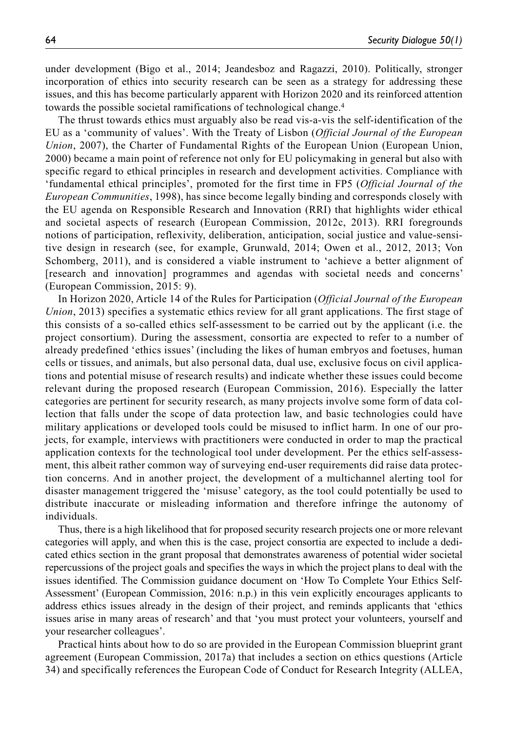under development (Bigo et al., 2014; Jeandesboz and Ragazzi, 2010). Politically, stronger incorporation of ethics into security research can be seen as a strategy for addressing these issues, and this has become particularly apparent with Horizon 2020 and its reinforced attention towards the possible societal ramifications of technological change.[4]

The thrust towards ethics must arguably also be read vis-a-vis the self-identification of the EU as a 'community of values'. With the Treaty of Lisbon (*Official Journal of the European Union*, 2007), the Charter of Fundamental Rights of the European Union (European Union, 2000) became a main point of reference not only for EU policymaking in general but also with specific regard to ethical principles in research and development activities. Compliance with 'fundamental ethical principles', promoted for the first time in FP5 (*Official Journal of the European Communities*, 1998), has since become legally binding and corresponds closely with the EU agenda on Responsible Research and Innovation (RRI) that highlights wider ethical and societal aspects of research (European Commission, 2012c, 2013). RRI foregrounds notions of participation, reflexivity, deliberation, anticipation, social justice and value-sensitive design in research (see, for example, Grunwald, 2014; Owen et al., 2012, 2013; Von Schomberg, 2011), and is considered a viable instrument to 'achieve a better alignment of [research and innovation] programmes and agendas with societal needs and concerns' (European Commission, 2015: 9).

In Horizon 2020, Article 14 of the Rules for Participation (*Official Journal of the European Union*, 2013) specifies a systematic ethics review for all grant applications. The first stage of this consists of a so-called ethics self-assessment to be carried out by the applicant (i.e. the project consortium). During the assessment, consortia are expected to refer to a number of already predefined 'ethics issues' (including the likes of human embryos and foetuses, human cells or tissues, and animals, but also personal data, dual use, exclusive focus on civil applications and potential misuse of research results) and indicate whether these issues could become relevant during the proposed research (European Commission, 2016). Especially the latter categories are pertinent for security research, as many projects involve some form of data collection that falls under the scope of data protection law, and basic technologies could have military applications or developed tools could be misused to inflict harm. In one of our projects, for example, interviews with practitioners were conducted in order to map the practical application contexts for the technological tool under development. Per the ethics self-assessment, this albeit rather common way of surveying end-user requirements did raise data protection concerns. And in another project, the development of a multichannel alerting tool for disaster management triggered the 'misuse' category, as the tool could potentially be used to distribute inaccurate or misleading information and therefore infringe the autonomy of individuals.

Thus, there is a high likelihood that for proposed security research projects one or more relevant categories will apply, and when this is the case, project consortia are expected to include a dedicated ethics section in the grant proposal that demonstrates awareness of potential wider societal repercussions of the project goals and specifies the ways in which the project plans to deal with the issues identified. The Commission guidance document on 'How To Complete Your Ethics Self-Assessment' (European Commission, 2016: n.p.) in this vein explicitly encourages applicants to address ethics issues already in the design of their project, and reminds applicants that 'ethics issues arise in many areas of research' and that 'you must protect your volunteers, yourself and your researcher colleagues'.

Practical hints about how to do so are provided in the European Commission blueprint grant agreement (European Commission, 2017a) that includes a section on ethics questions (Article 34) and specifically references the European Code of Conduct for Research Integrity (ALLEA,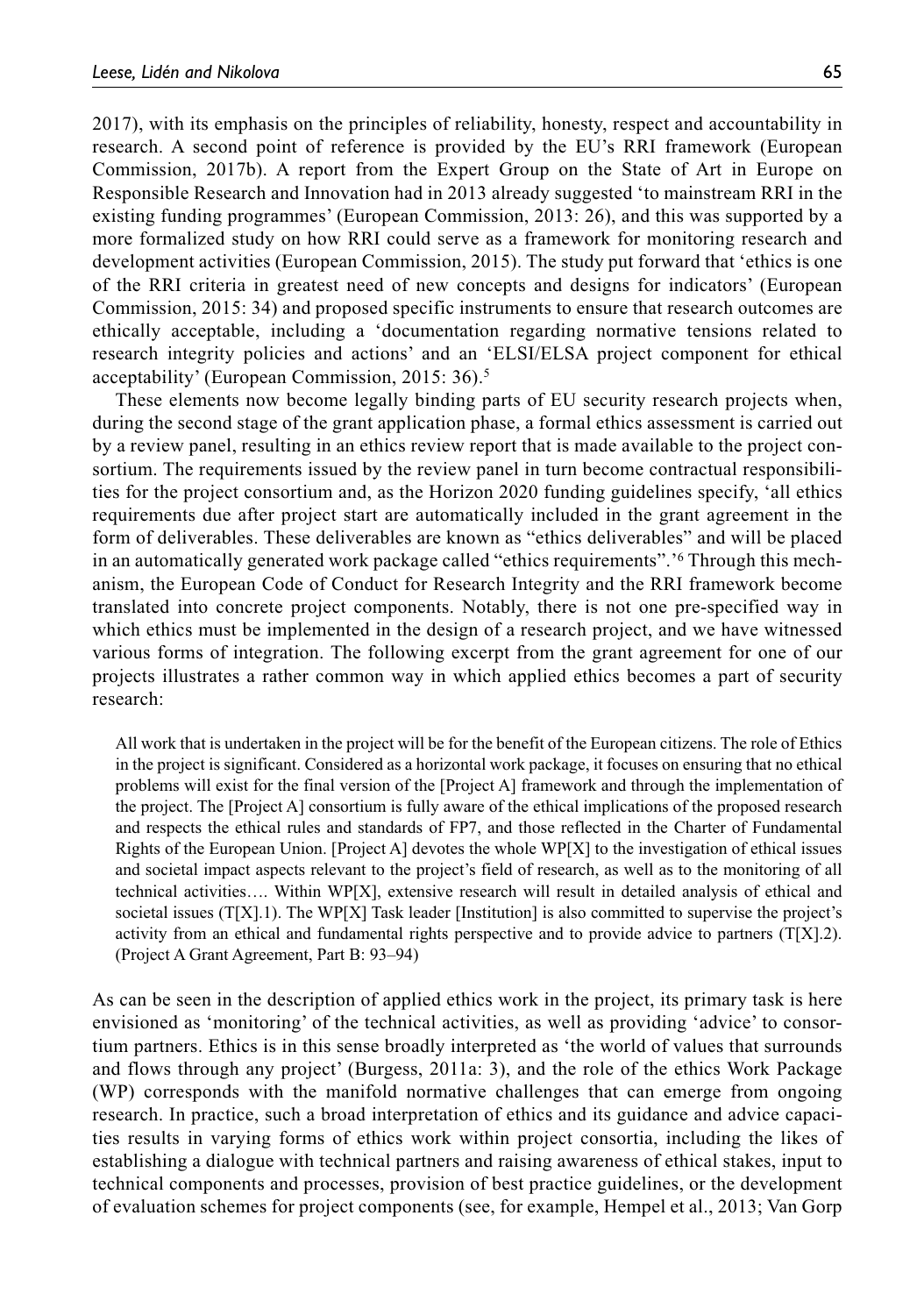2017), with its emphasis on the principles of reliability, honesty, respect and accountability in research. A second point of reference is provided by the EU's RRI framework (European Commission, 2017b). A report from the Expert Group on the State of Art in Europe on Responsible Research and Innovation had in 2013 already suggested 'to mainstream RRI in the existing funding programmes' (European Commission, 2013: 26), and this was supported by a more formalized study on how RRI could serve as a framework for monitoring research and development activities (European Commission, 2015). The study put forward that 'ethics is one of the RRI criteria in greatest need of new concepts and designs for indicators' (European Commission, 2015: 34) and proposed specific instruments to ensure that research outcomes are ethically acceptable, including a 'documentation regarding normative tensions related to research integrity policies and actions' and an 'ELSI/ELSA project component for ethical acceptability' (European Commission, 2015: 36).[5]

These elements now become legally binding parts of EU security research projects when, during the second stage of the grant application phase, a formal ethics assessment is carried out by a review panel, resulting in an ethics review report that is made available to the project consortium. The requirements issued by the review panel in turn become contractual responsibilities for the project consortium and, as the Horizon 2020 funding guidelines specify, 'all ethics requirements due after project start are automatically included in the grant agreement in the form of deliverables. These deliverables are known as "ethics deliverables" and will be placed in an automatically generated work package called "ethics requirements".'[6] Through this mechanism, the European Code of Conduct for Research Integrity and the RRI framework become translated into concrete project components. Notably, there is not one pre-specified way in which ethics must be implemented in the design of a research project, and we have witnessed various forms of integration. The following excerpt from the grant agreement for one of our projects illustrates a rather common way in which applied ethics becomes a part of security research:

> All work that is undertaken in the project will be for the benefit of the European citizens. The role of Ethics in the project is significant. Considered as a horizontal work package, it focuses on ensuring that no ethical problems will exist for the final version of the [Project A] framework and through the implementation of the project. The [Project A] consortium is fully aware of the ethical implications of the proposed research and respects the ethical rules and standards of FP7, and those reflected in the Charter of Fundamental Rights of the European Union. [Project A] devotes the whole WP[X] to the investigation of ethical issues and societal impact aspects relevant to the project's field of research, as well as to the monitoring of all technical activities…. Within WP[X], extensive research will result in detailed analysis of ethical and societal issues (T[X].1). The WP[X] Task leader [Institution] is also committed to supervise the project's activity from an ethical and fundamental rights perspective and to provide advice to partners (T[X].2). (Project A Grant Agreement, Part B: 93–94)

As can be seen in the description of applied ethics work in the project, its primary task is here envisioned as 'monitoring' of the technical activities, as well as providing 'advice' to consortium partners. Ethics is in this sense broadly interpreted as 'the world of values that surrounds and flows through any project' (Burgess, 2011a: 3), and the role of the ethics Work Package (WP) corresponds with the manifold normative challenges that can emerge from ongoing research. In practice, such a broad interpretation of ethics and its guidance and advice capacities results in varying forms of ethics work within project consortia, including the likes of establishing a dialogue with technical partners and raising awareness of ethical stakes, input to technical components and processes, provision of best practice guidelines, or the development of evaluation schemes for project components (see, for example, Hempel et al., 2013; Van Gorp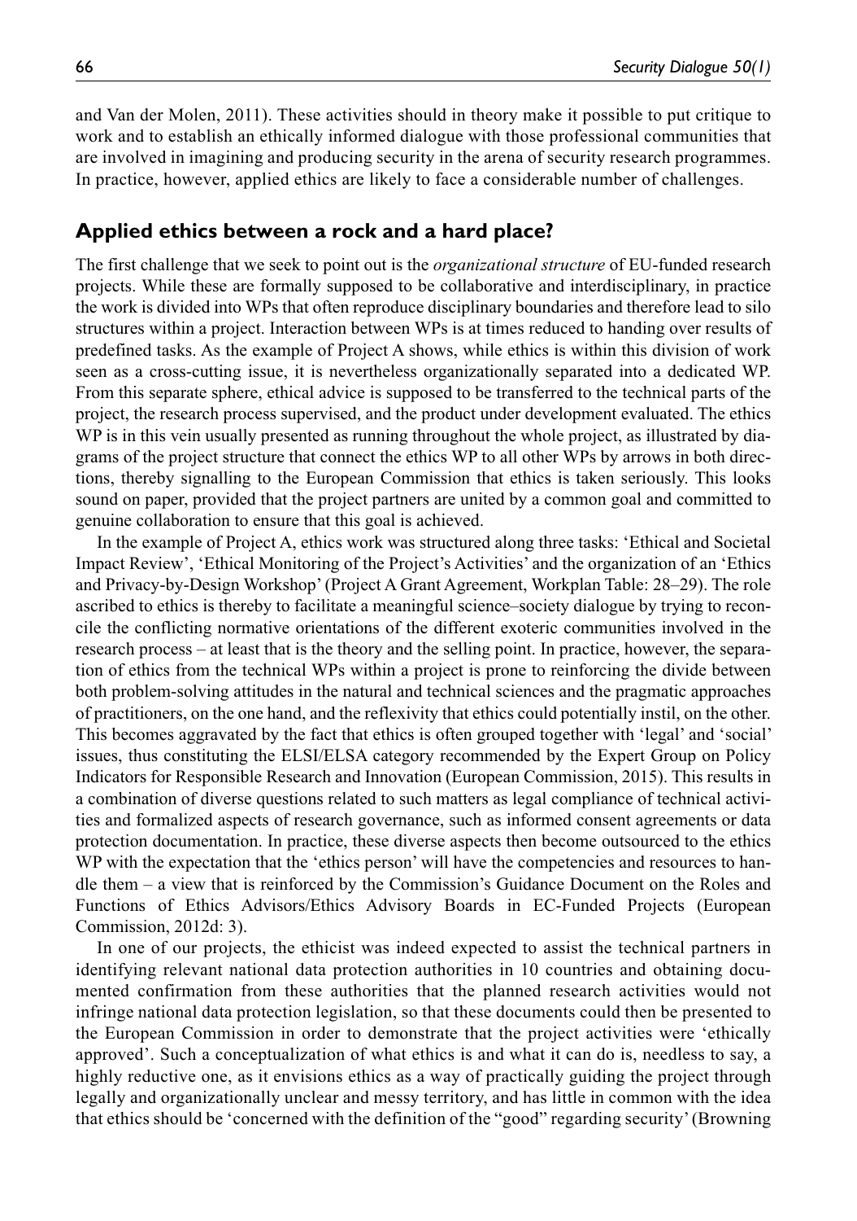and Van der Molen, 2011). These activities should in theory make it possible to put critique to work and to establish an ethically informed dialogue with those professional communities that are involved in imagining and producing security in the arena of security research programmes. In practice, however, applied ethics are likely to face a considerable number of challenges.

## Applied ethics between a rock and a hard place?

The first challenge that we seek to point out is the *organizational structure* of EU-funded research projects. While these are formally supposed to be collaborative and interdisciplinary, in practice the work is divided into WPs that often reproduce disciplinary boundaries and therefore lead to silo structures within a project. Interaction between WPs is at times reduced to handing over results of predefined tasks. As the example of Project A shows, while ethics is within this division of work seen as a cross-cutting issue, it is nevertheless organizationally separated into a dedicated WP. From this separate sphere, ethical advice is supposed to be transferred to the technical parts of the project, the research process supervised, and the product under development evaluated. The ethics WP is in this vein usually presented as running throughout the whole project, as illustrated by diagrams of the project structure that connect the ethics WP to all other WPs by arrows in both directions, thereby signalling to the European Commission that ethics is taken seriously. This looks sound on paper, provided that the project partners are united by a common goal and committed to genuine collaboration to ensure that this goal is achieved.

In the example of Project A, ethics work was structured along three tasks: 'Ethical and Societal Impact Review', 'Ethical Monitoring of the Project's Activities' and the organization of an 'Ethics and Privacy-by-Design Workshop' (Project A Grant Agreement, Workplan Table: 28–29). The role ascribed to ethics is thereby to facilitate a meaningful science–society dialogue by trying to reconcile the conflicting normative orientations of the different exoteric communities involved in the research process – at least that is the theory and the selling point. In practice, however, the separation of ethics from the technical WPs within a project is prone to reinforcing the divide between both problem-solving attitudes in the natural and technical sciences and the pragmatic approaches of practitioners, on the one hand, and the reflexivity that ethics could potentially instil, on the other. This becomes aggravated by the fact that ethics is often grouped together with 'legal' and 'social' issues, thus constituting the ELSI/ELSA category recommended by the Expert Group on Policy Indicators for Responsible Research and Innovation (European Commission, 2015). This results in a combination of diverse questions related to such matters as legal compliance of technical activities and formalized aspects of research governance, such as informed consent agreements or data protection documentation. In practice, these diverse aspects then become outsourced to the ethics WP with the expectation that the 'ethics person' will have the competencies and resources to handle them – a view that is reinforced by the Commission's Guidance Document on the Roles and Functions of Ethics Advisors/Ethics Advisory Boards in EC-Funded Projects (European Commission, 2012d: 3).

In one of our projects, the ethicist was indeed expected to assist the technical partners in identifying relevant national data protection authorities in 10 countries and obtaining documented confirmation from these authorities that the planned research activities would not infringe national data protection legislation, so that these documents could then be presented to the European Commission in order to demonstrate that the project activities were 'ethically approved'. Such a conceptualization of what ethics is and what it can do is, needless to say, a highly reductive one, as it envisions ethics as a way of practically guiding the project through legally and organizationally unclear and messy territory, and has little in common with the idea that ethics should be 'concerned with the definition of the "good" regarding security' (Browning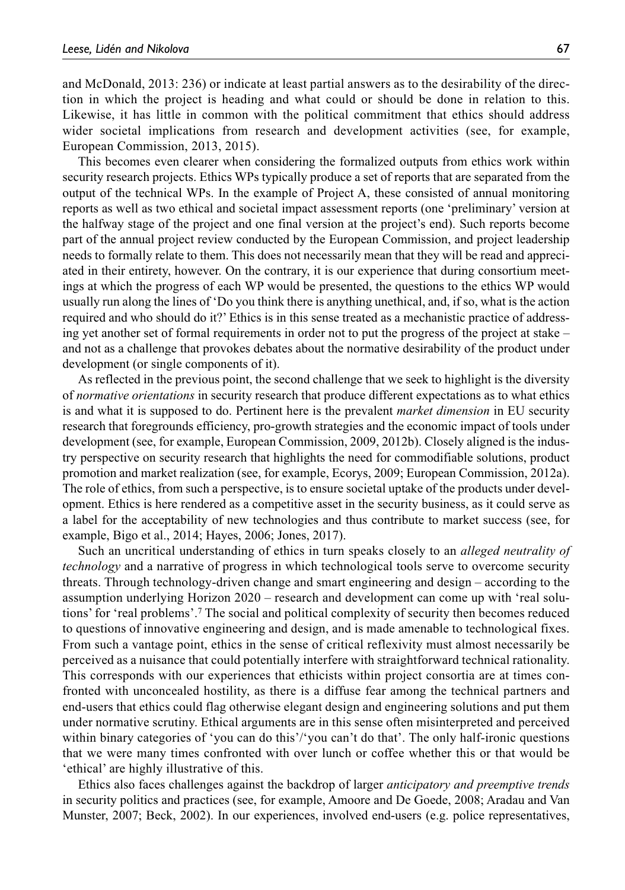and McDonald, 2013: 236) or indicate at least partial answers as to the desirability of the direction in which the project is heading and what could or should be done in relation to this. Likewise, it has little in common with the political commitment that ethics should address wider societal implications from research and development activities (see, for example, European Commission, 2013, 2015).

This becomes even clearer when considering the formalized outputs from ethics work within security research projects. Ethics WPs typically produce a set of reports that are separated from the output of the technical WPs. In the example of Project A, these consisted of annual monitoring reports as well as two ethical and societal impact assessment reports (one 'preliminary' version at the halfway stage of the project and one final version at the project's end). Such reports become part of the annual project review conducted by the European Commission, and project leadership needs to formally relate to them. This does not necessarily mean that they will be read and appreciated in their entirety, however. On the contrary, it is our experience that during consortium meetings at which the progress of each WP would be presented, the questions to the ethics WP would usually run along the lines of 'Do you think there is anything unethical, and, if so, what is the action required and who should do it?' Ethics is in this sense treated as a mechanistic practice of addressing yet another set of formal requirements in order not to put the progress of the project at stake – and not as a challenge that provokes debates about the normative desirability of the product under development (or single components of it).

As reflected in the previous point, the second challenge that we seek to highlight is the diversity of *normative orientations* in security research that produce different expectations as to what ethics is and what it is supposed to do. Pertinent here is the prevalent *market dimension* in EU security research that foregrounds efficiency, pro-growth strategies and the economic impact of tools under development (see, for example, European Commission, 2009, 2012b). Closely aligned is the industry perspective on security research that highlights the need for commodifiable solutions, product promotion and market realization (see, for example, Ecorys, 2009; European Commission, 2012a). The role of ethics, from such a perspective, is to ensure societal uptake of the products under development. Ethics is here rendered as a competitive asset in the security business, as it could serve as a label for the acceptability of new technologies and thus contribute to market success (see, for example, Bigo et al., 2014; Hayes, 2006; Jones, 2017).

Such an uncritical understanding of ethics in turn speaks closely to an *alleged neutrality of technology* and a narrative of progress in which technological tools serve to overcome security threats. Through technology-driven change and smart engineering and design – according to the assumption underlying Horizon 2020 – research and development can come up with 'real solutions' for 'real problems'.[7] The social and political complexity of security then becomes reduced to questions of innovative engineering and design, and is made amenable to technological fixes. From such a vantage point, ethics in the sense of critical reflexivity must almost necessarily be perceived as a nuisance that could potentially interfere with straightforward technical rationality. This corresponds with our experiences that ethicists within project consortia are at times confronted with unconcealed hostility, as there is a diffuse fear among the technical partners and end-users that ethics could flag otherwise elegant design and engineering solutions and put them under normative scrutiny. Ethical arguments are in this sense often misinterpreted and perceived within binary categories of 'you can do this'/'you can't do that'. The only half-ironic questions that we were many times confronted with over lunch or coffee whether this or that would be 'ethical' are highly illustrative of this.

Ethics also faces challenges against the backdrop of larger *anticipatory and preemptive trends* in security politics and practices (see, for example, Amoore and De Goede, 2008; Aradau and Van Munster, 2007; Beck, 2002). In our experiences, involved end-users (e.g. police representatives,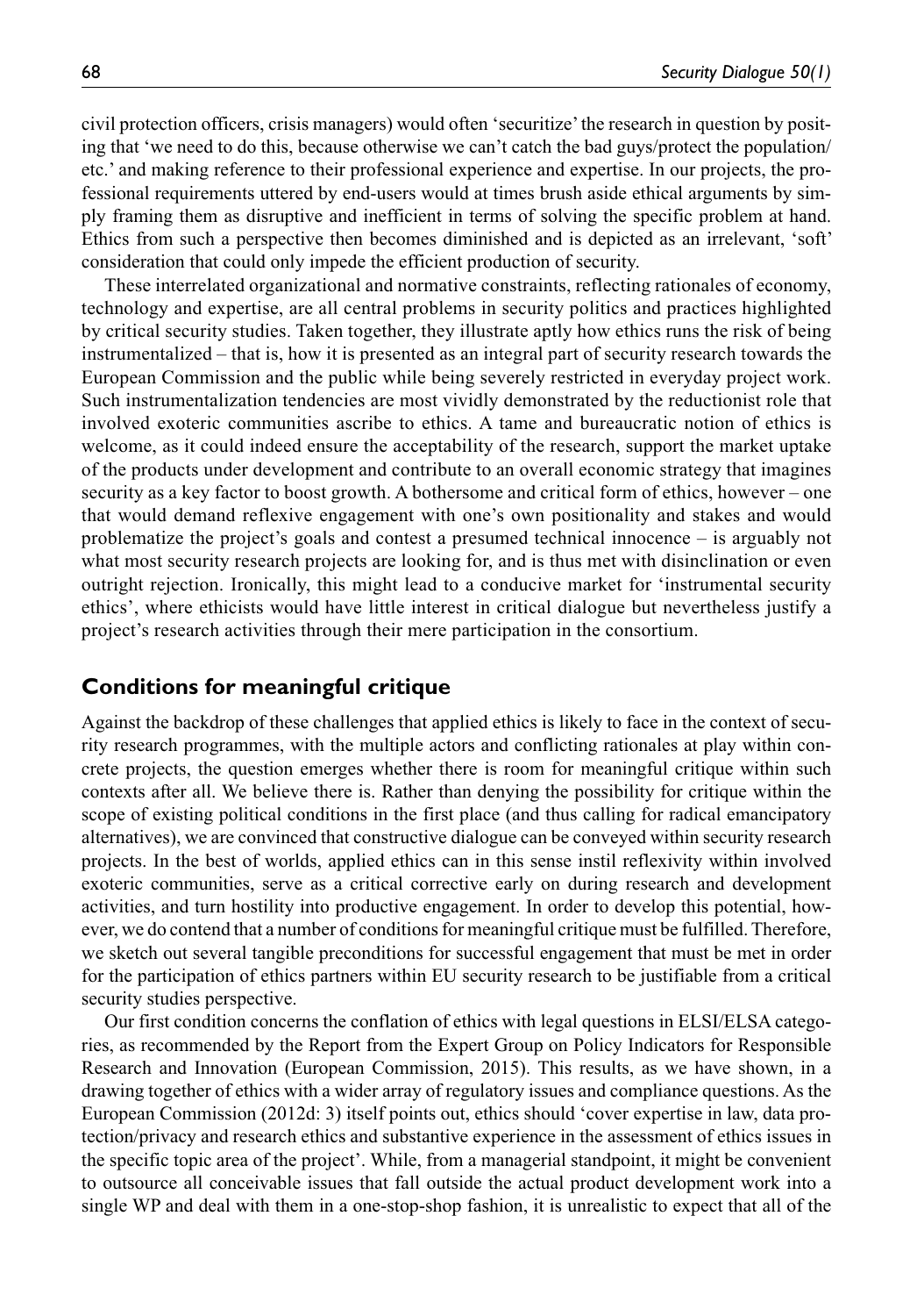civil protection officers, crisis managers) would often 'securitize' the research in question by positing that 'we need to do this, because otherwise we can't catch the bad guys/protect the population/etc.' and making reference to their professional experience and expertise. In our projects, the professional requirements uttered by end-users would at times brush aside ethical arguments by simply framing them as disruptive and inefficient in terms of solving the specific problem at hand. Ethics from such a perspective then becomes diminished and is depicted as an irrelevant, 'soft' consideration that could only impede the efficient production of security.

These interrelated organizational and normative constraints, reflecting rationales of economy, technology and expertise, are all central problems in security politics and practices highlighted by critical security studies. Taken together, they illustrate aptly how ethics runs the risk of being instrumentalized – that is, how it is presented as an integral part of security research towards the European Commission and the public while being severely restricted in everyday project work. Such instrumentalization tendencies are most vividly demonstrated by the reductionist role that involved exoteric communities ascribe to ethics. A tame and bureaucratic notion of ethics is welcome, as it could indeed ensure the acceptability of the research, support the market uptake of the products under development and contribute to an overall economic strategy that imagines security as a key factor to boost growth. A bothersome and critical form of ethics, however – one that would demand reflexive engagement with one's own positionality and stakes and would problematize the project's goals and contest a presumed technical innocence – is arguably not what most security research projects are looking for, and is thus met with disinclination or even outright rejection. Ironically, this might lead to a conducive market for 'instrumental security ethics', where ethicists would have little interest in critical dialogue but nevertheless justify a project's research activities through their mere participation in the consortium.

## Conditions for meaningful critique

Against the backdrop of these challenges that applied ethics is likely to face in the context of security research programmes, with the multiple actors and conflicting rationales at play within concrete projects, the question emerges whether there is room for meaningful critique within such contexts after all. We believe there is. Rather than denying the possibility for critique within the scope of existing political conditions in the first place (and thus calling for radical emancipatory alternatives), we are convinced that constructive dialogue can be conveyed within security research projects. In the best of worlds, applied ethics can in this sense instil reflexivity within involved exoteric communities, serve as a critical corrective early on during research and development activities, and turn hostility into productive engagement. In order to develop this potential, however, we do contend that a number of conditions for meaningful critique must be fulfilled. Therefore, we sketch out several tangible preconditions for successful engagement that must be met in order for the participation of ethics partners within EU security research to be justifiable from a critical security studies perspective.

Our first condition concerns the conflation of ethics with legal questions in ELSI/ELSA categories, as recommended by the Report from the Expert Group on Policy Indicators for Responsible Research and Innovation (European Commission, 2015). This results, as we have shown, in a drawing together of ethics with a wider array of regulatory issues and compliance questions. As the European Commission (2012d: 3) itself points out, ethics should 'cover expertise in law, data protection/privacy and research ethics and substantive experience in the assessment of ethics issues in the specific topic area of the project'. While, from a managerial standpoint, it might be convenient to outsource all conceivable issues that fall outside the actual product development work into a single WP and deal with them in a one-stop-shop fashion, it is unrealistic to expect that all of the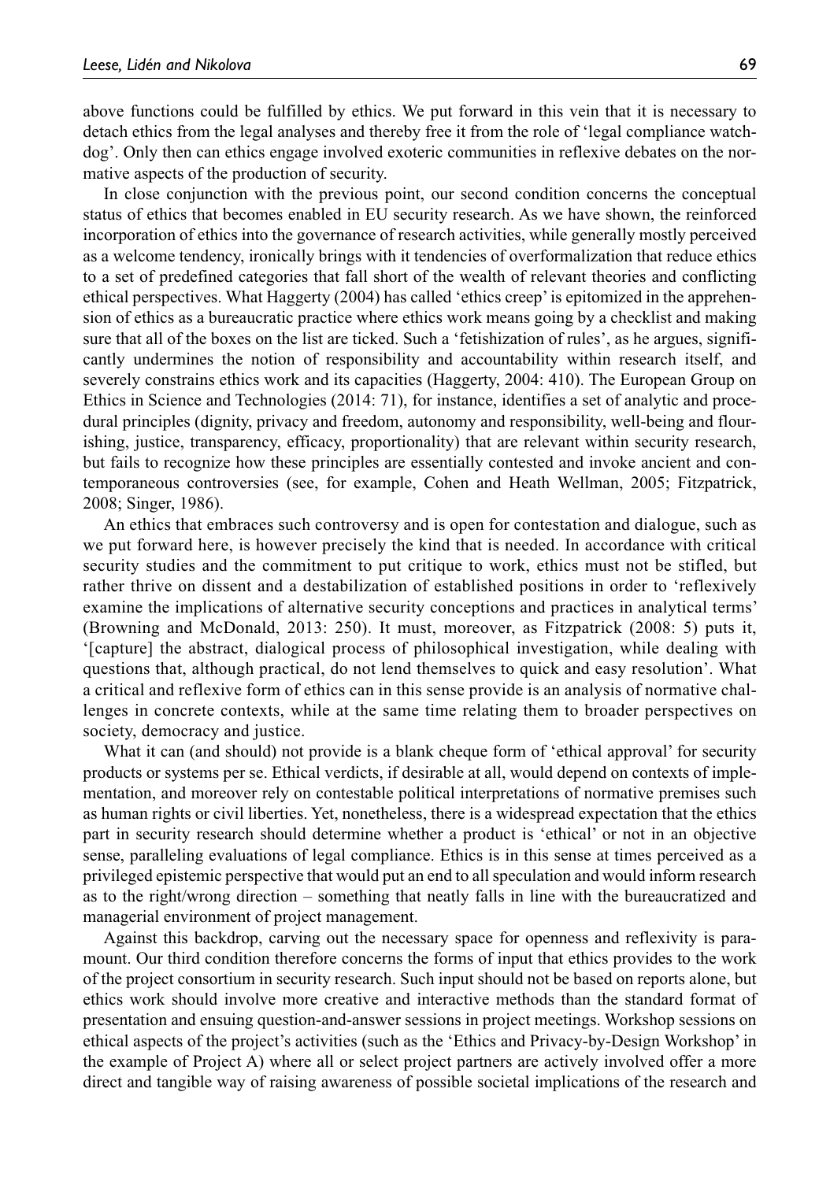above functions could be fulfilled by ethics. We put forward in this vein that it is necessary to detach ethics from the legal analyses and thereby free it from the role of 'legal compliance watchdog'. Only then can ethics engage involved exoteric communities in reflexive debates on the normative aspects of the production of security.

In close conjunction with the previous point, our second condition concerns the conceptual status of ethics that becomes enabled in EU security research. As we have shown, the reinforced incorporation of ethics into the governance of research activities, while generally mostly perceived as a welcome tendency, ironically brings with it tendencies of overformalization that reduce ethics to a set of predefined categories that fall short of the wealth of relevant theories and conflicting ethical perspectives. What Haggerty (2004) has called 'ethics creep' is epitomized in the apprehension of ethics as a bureaucratic practice where ethics work means going by a checklist and making sure that all of the boxes on the list are ticked. Such a 'fetishization of rules', as he argues, significantly undermines the notion of responsibility and accountability within research itself, and severely constrains ethics work and its capacities (Haggerty, 2004: 410). The European Group on Ethics in Science and Technologies (2014: 71), for instance, identifies a set of analytic and procedural principles (dignity, privacy and freedom, autonomy and responsibility, well-being and flourishing, justice, transparency, efficacy, proportionality) that are relevant within security research, but fails to recognize how these principles are essentially contested and invoke ancient and contemporaneous controversies (see, for example, Cohen and Heath Wellman, 2005; Fitzpatrick, 2008; Singer, 1986).

An ethics that embraces such controversy and is open for contestation and dialogue, such as we put forward here, is however precisely the kind that is needed. In accordance with critical security studies and the commitment to put critique to work, ethics must not be stifled, but rather thrive on dissent and a destabilization of established positions in order to 'reflexively examine the implications of alternative security conceptions and practices in analytical terms' (Browning and McDonald, 2013: 250). It must, moreover, as Fitzpatrick (2008: 5) puts it, '[capture] the abstract, dialogical process of philosophical investigation, while dealing with questions that, although practical, do not lend themselves to quick and easy resolution'. What a critical and reflexive form of ethics can in this sense provide is an analysis of normative challenges in concrete contexts, while at the same time relating them to broader perspectives on society, democracy and justice.

What it can (and should) not provide is a blank cheque form of 'ethical approval' for security products or systems per se. Ethical verdicts, if desirable at all, would depend on contexts of implementation, and moreover rely on contestable political interpretations of normative premises such as human rights or civil liberties. Yet, nonetheless, there is a widespread expectation that the ethics part in security research should determine whether a product is 'ethical' or not in an objective sense, paralleling evaluations of legal compliance. Ethics is in this sense at times perceived as a privileged epistemic perspective that would put an end to all speculation and would inform research as to the right/wrong direction – something that neatly falls in line with the bureaucratized and managerial environment of project management.

Against this backdrop, carving out the necessary space for openness and reflexivity is paramount. Our third condition therefore concerns the forms of input that ethics provides to the work of the project consortium in security research. Such input should not be based on reports alone, but ethics work should involve more creative and interactive methods than the standard format of presentation and ensuing question-and-answer sessions in project meetings. Workshop sessions on ethical aspects of the project's activities (such as the 'Ethics and Privacy-by-Design Workshop' in the example of Project A) where all or select project partners are actively involved offer a more direct and tangible way of raising awareness of possible societal implications of the research and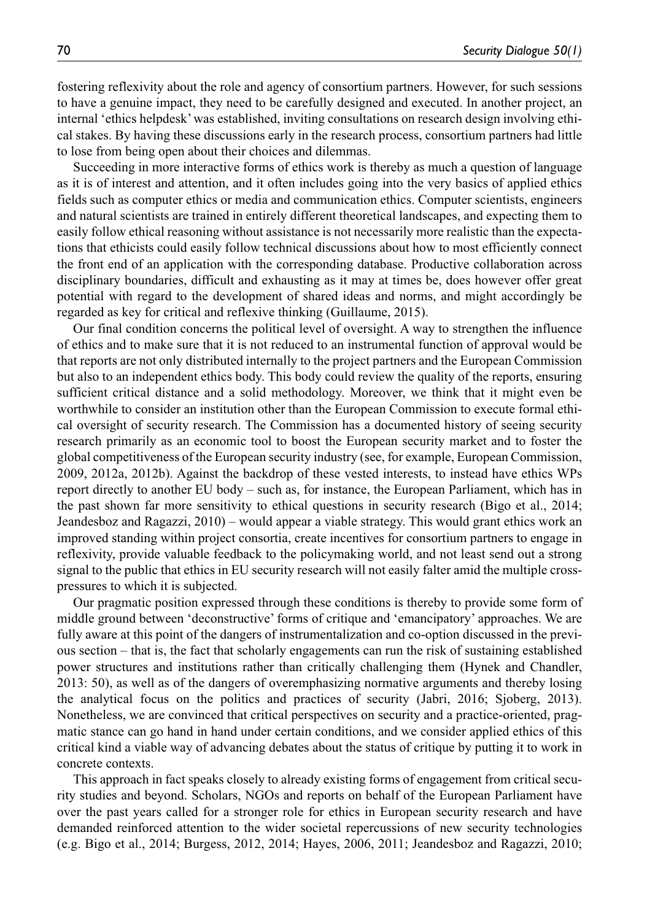fostering reflexivity about the role and agency of consortium partners. However, for such sessions to have a genuine impact, they need to be carefully designed and executed. In another project, an internal 'ethics helpdesk' was established, inviting consultations on research design involving ethical stakes. By having these discussions early in the research process, consortium partners had little to lose from being open about their choices and dilemmas.

Succeeding in more interactive forms of ethics work is thereby as much a question of language as it is of interest and attention, and it often includes going into the very basics of applied ethics fields such as computer ethics or media and communication ethics. Computer scientists, engineers and natural scientists are trained in entirely different theoretical landscapes, and expecting them to easily follow ethical reasoning without assistance is not necessarily more realistic than the expectations that ethicists could easily follow technical discussions about how to most efficiently connect the front end of an application with the corresponding database. Productive collaboration across disciplinary boundaries, difficult and exhausting as it may at times be, does however offer great potential with regard to the development of shared ideas and norms, and might accordingly be regarded as key for critical and reflexive thinking (Guillaume, 2015).

Our final condition concerns the political level of oversight. A way to strengthen the influence of ethics and to make sure that it is not reduced to an instrumental function of approval would be that reports are not only distributed internally to the project partners and the European Commission but also to an independent ethics body. This body could review the quality of the reports, ensuring sufficient critical distance and a solid methodology. Moreover, we think that it might even be worthwhile to consider an institution other than the European Commission to execute formal ethical oversight of security research. The Commission has a documented history of seeing security research primarily as an economic tool to boost the European security market and to foster the global competitiveness of the European security industry (see, for example, European Commission, 2009, 2012a, 2012b). Against the backdrop of these vested interests, to instead have ethics WPs report directly to another EU body – such as, for instance, the European Parliament, which has in the past shown far more sensitivity to ethical questions in security research (Bigo et al., 2014; Jeandesboz and Ragazzi, 2010) – would appear a viable strategy. This would grant ethics work an improved standing within project consortia, create incentives for consortium partners to engage in reflexivity, provide valuable feedback to the policymaking world, and not least send out a strong signal to the public that ethics in EU security research will not easily falter amid the multiple cross-pressures to which it is subjected.

Our pragmatic position expressed through these conditions is thereby to provide some form of middle ground between 'deconstructive' forms of critique and 'emancipatory' approaches. We are fully aware at this point of the dangers of instrumentalization and co-option discussed in the previous section – that is, the fact that scholarly engagements can run the risk of sustaining established power structures and institutions rather than critically challenging them (Hynek and Chandler, 2013: 50), as well as of the dangers of overemphasizing normative arguments and thereby losing the analytical focus on the politics and practices of security (Jabri, 2016; Sjoberg, 2013). Nonetheless, we are convinced that critical perspectives on security and a practice-oriented, pragmatic stance can go hand in hand under certain conditions, and we consider applied ethics of this critical kind a viable way of advancing debates about the status of critique by putting it to work in concrete contexts.

This approach in fact speaks closely to already existing forms of engagement from critical security studies and beyond. Scholars, NGOs and reports on behalf of the European Parliament have over the past years called for a stronger role for ethics in European security research and have demanded reinforced attention to the wider societal repercussions of new security technologies (e.g. Bigo et al., 2014; Burgess, 2012, 2014; Hayes, 2006, 2011; Jeandesboz and Ragazzi, 2010;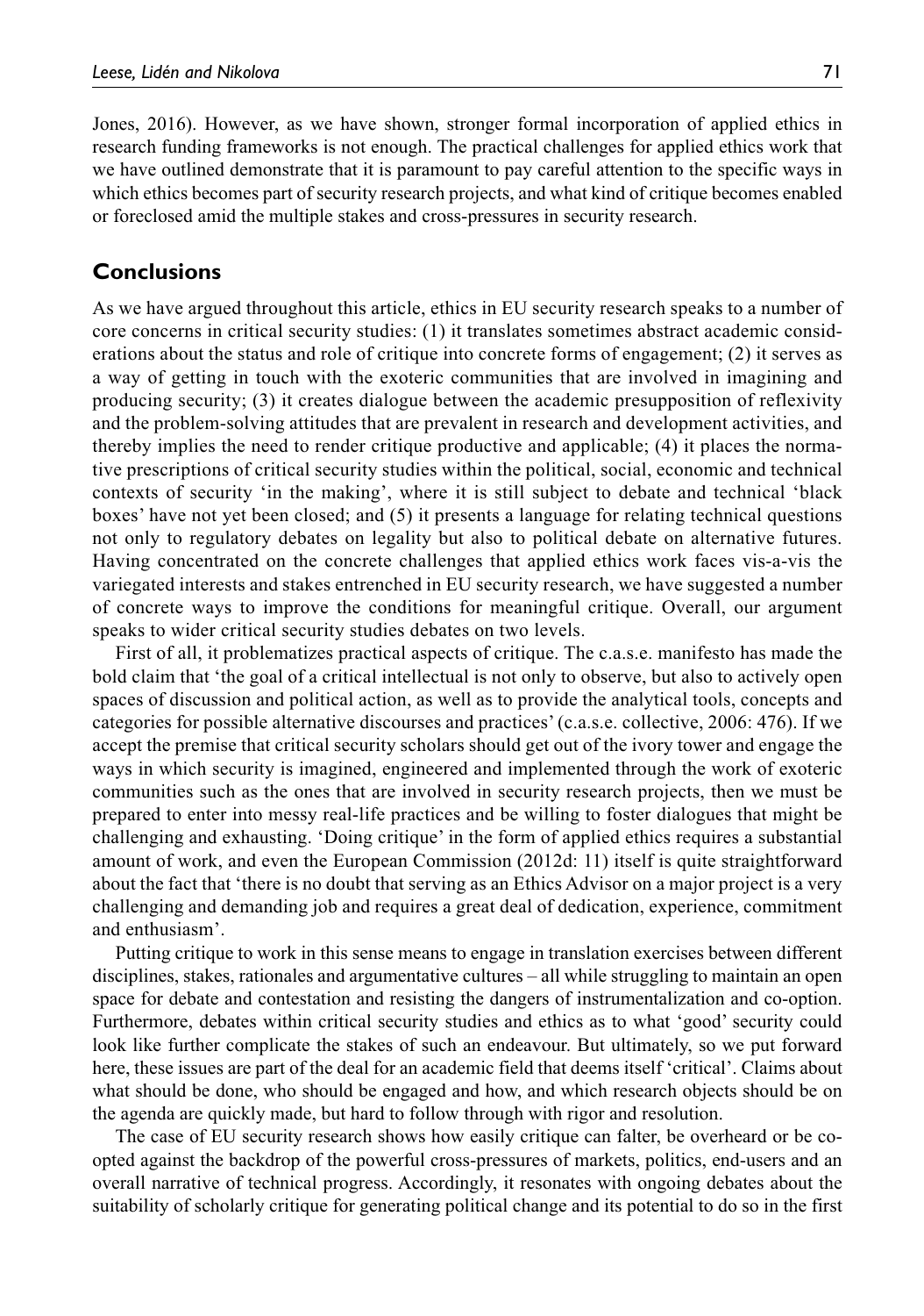Jones, 2016). However, as we have shown, stronger formal incorporation of applied ethics in research funding frameworks is not enough. The practical challenges for applied ethics work that we have outlined demonstrate that it is paramount to pay careful attention to the specific ways in which ethics becomes part of security research projects, and what kind of critique becomes enabled or foreclosed amid the multiple stakes and cross-pressures in security research.

## Conclusions

As we have argued throughout this article, ethics in EU security research speaks to a number of core concerns in critical security studies: (1) it translates sometimes abstract academic considerations about the status and role of critique into concrete forms of engagement; (2) it serves as a way of getting in touch with the exoteric communities that are involved in imagining and producing security; (3) it creates dialogue between the academic presupposition of reflexivity and the problem-solving attitudes that are prevalent in research and development activities, and thereby implies the need to render critique productive and applicable; (4) it places the normative prescriptions of critical security studies within the political, social, economic and technical contexts of security 'in the making', where it is still subject to debate and technical 'black boxes' have not yet been closed; and (5) it presents a language for relating technical questions not only to regulatory debates on legality but also to political debate on alternative futures. Having concentrated on the concrete challenges that applied ethics work faces vis-a-vis the variegated interests and stakes entrenched in EU security research, we have suggested a number of concrete ways to improve the conditions for meaningful critique. Overall, our argument speaks to wider critical security studies debates on two levels.

First of all, it problematizes practical aspects of critique. The c.a.s.e. manifesto has made the bold claim that 'the goal of a critical intellectual is not only to observe, but also to actively open spaces of discussion and political action, as well as to provide the analytical tools, concepts and categories for possible alternative discourses and practices' (c.a.s.e. collective, 2006: 476). If we accept the premise that critical security scholars should get out of the ivory tower and engage the ways in which security is imagined, engineered and implemented through the work of exoteric communities such as the ones that are involved in security research projects, then we must be prepared to enter into messy real-life practices and be willing to foster dialogues that might be challenging and exhausting. 'Doing critique' in the form of applied ethics requires a substantial amount of work, and even the European Commission (2012d: 11) itself is quite straightforward about the fact that 'there is no doubt that serving as an Ethics Advisor on a major project is a very challenging and demanding job and requires a great deal of dedication, experience, commitment and enthusiasm'.

Putting critique to work in this sense means to engage in translation exercises between different disciplines, stakes, rationales and argumentative cultures – all while struggling to maintain an open space for debate and contestation and resisting the dangers of instrumentalization and co-option. Furthermore, debates within critical security studies and ethics as to what 'good' security could look like further complicate the stakes of such an endeavour. But ultimately, so we put forward here, these issues are part of the deal for an academic field that deems itself 'critical'. Claims about what should be done, who should be engaged and how, and which research objects should be on the agenda are quickly made, but hard to follow through with rigor and resolution.

The case of EU security research shows how easily critique can falter, be overheard or be co-opted against the backdrop of the powerful cross-pressures of markets, politics, end-users and an overall narrative of technical progress. Accordingly, it resonates with ongoing debates about the suitability of scholarly critique for generating political change and its potential to do so in the first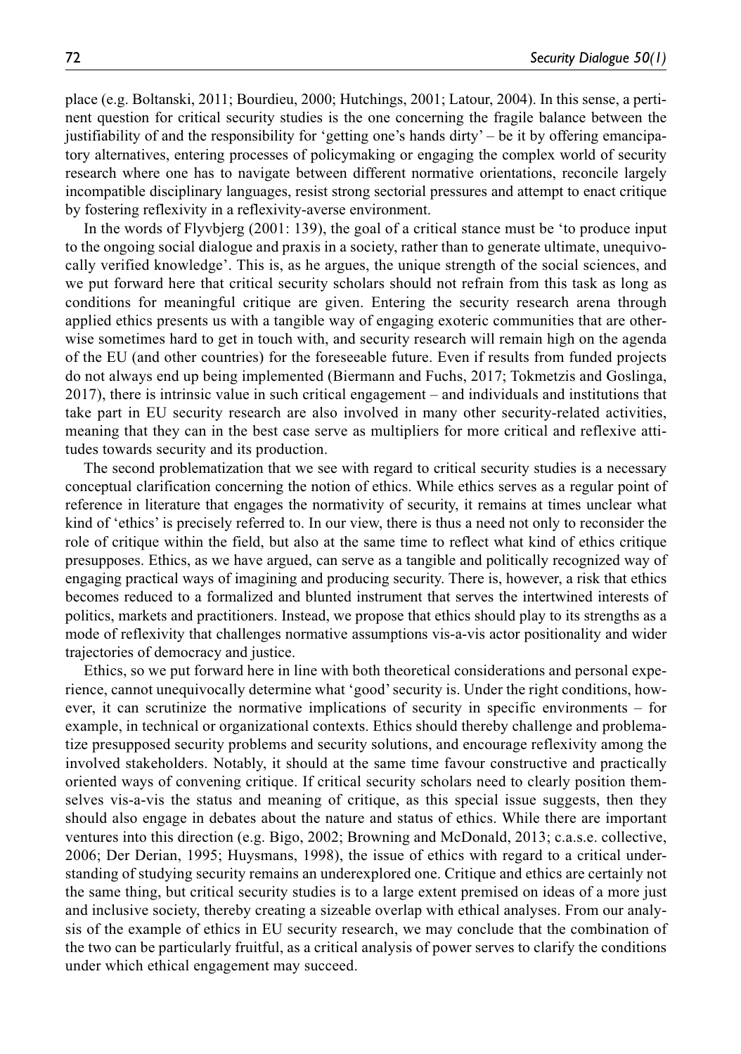place (e.g. Boltanski, 2011; Bourdieu, 2000; Hutchings, 2001; Latour, 2004). In this sense, a pertinent question for critical security studies is the one concerning the fragile balance between the justifiability of and the responsibility for 'getting one's hands dirty' – be it by offering emancipatory alternatives, entering processes of policymaking or engaging the complex world of security research where one has to navigate between different normative orientations, reconcile largely incompatible disciplinary languages, resist strong sectorial pressures and attempt to enact critique by fostering reflexivity in a reflexivity-averse environment.

In the words of Flyvbjerg (2001: 139), the goal of a critical stance must be 'to produce input to the ongoing social dialogue and praxis in a society, rather than to generate ultimate, unequivocally verified knowledge'. This is, as he argues, the unique strength of the social sciences, and we put forward here that critical security scholars should not refrain from this task as long as conditions for meaningful critique are given. Entering the security research arena through applied ethics presents us with a tangible way of engaging exoteric communities that are otherwise sometimes hard to get in touch with, and security research will remain high on the agenda of the EU (and other countries) for the foreseeable future. Even if results from funded projects do not always end up being implemented (Biermann and Fuchs, 2017; Tokmetzis and Goslinga, 2017), there is intrinsic value in such critical engagement – and individuals and institutions that take part in EU security research are also involved in many other security-related activities, meaning that they can in the best case serve as multipliers for more critical and reflexive attitudes towards security and its production.

The second problematization that we see with regard to critical security studies is a necessary conceptual clarification concerning the notion of ethics. While ethics serves as a regular point of reference in literature that engages the normativity of security, it remains at times unclear what kind of 'ethics' is precisely referred to. In our view, there is thus a need not only to reconsider the role of critique within the field, but also at the same time to reflect what kind of ethics critique presupposes. Ethics, as we have argued, can serve as a tangible and politically recognized way of engaging practical ways of imagining and producing security. There is, however, a risk that ethics becomes reduced to a formalized and blunted instrument that serves the intertwined interests of politics, markets and practitioners. Instead, we propose that ethics should play to its strengths as a mode of reflexivity that challenges normative assumptions vis-a-vis actor positionality and wider trajectories of democracy and justice.

Ethics, so we put forward here in line with both theoretical considerations and personal experience, cannot unequivocally determine what 'good' security is. Under the right conditions, however, it can scrutinize the normative implications of security in specific environments – for example, in technical or organizational contexts. Ethics should thereby challenge and problematize presupposed security problems and security solutions, and encourage reflexivity among the involved stakeholders. Notably, it should at the same time favour constructive and practically oriented ways of convening critique. If critical security scholars need to clearly position themselves vis-a-vis the status and meaning of critique, as this special issue suggests, then they should also engage in debates about the nature and status of ethics. While there are important ventures into this direction (e.g. Bigo, 2002; Browning and McDonald, 2013; c.a.s.e. collective, 2006; Der Derian, 1995; Huysmans, 1998), the issue of ethics with regard to a critical understanding of studying security remains an underexplored one. Critique and ethics are certainly not the same thing, but critical security studies is to a large extent premised on ideas of a more just and inclusive society, thereby creating a sizeable overlap with ethical analyses. From our analysis of the example of ethics in EU security research, we may conclude that the combination of the two can be particularly fruitful, as a critical analysis of power serves to clarify the conditions under which ethical engagement may succeed.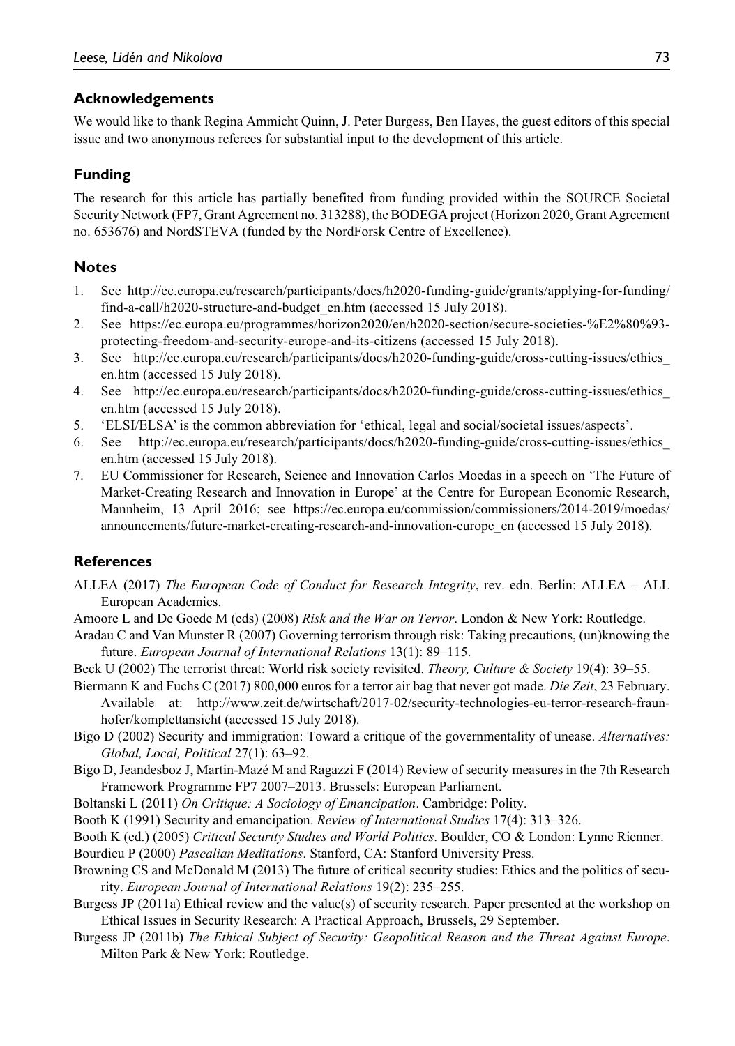## Acknowledgements

We would like to thank Regina Ammicht Quinn, J. Peter Burgess, Ben Hayes, the guest editors of this special issue and two anonymous referees for substantial input to the development of this article.

## Funding

The research for this article has partially benefited from funding provided within the SOURCE Societal Security Network (FP7, Grant Agreement no. 313288), the BODEGA project (Horizon 2020, Grant Agreement no. 653676) and NordSTEVA (funded by the NordForsk Centre of Excellence).

## Notes

1. See http://ec.europa.eu/research/participants/docs/h2020-funding-guide/grants/applying-for-funding/find-a-call/h2020-structure-and-budget_en.htm (accessed 15 July 2018).
2. See https://ec.europa.eu/programmes/horizon2020/en/h2020-section/secure-societies-%E2%80%93-protecting-freedom-and-security-europe-and-its-citizens (accessed 15 July 2018).
3. See http://ec.europa.eu/research/participants/docs/h2020-funding-guide/cross-cutting-issues/ethics_en.htm (accessed 15 July 2018).
4. See http://ec.europa.eu/research/participants/docs/h2020-funding-guide/cross-cutting-issues/ethics_en.htm (accessed 15 July 2018).
5. 'ELSI/ELSA' is the common abbreviation for 'ethical, legal and social/societal issues/aspects'.
6. See http://ec.europa.eu/research/participants/docs/h2020-funding-guide/cross-cutting-issues/ethics_en.htm (accessed 15 July 2018).
7. EU Commissioner for Research, Science and Innovation Carlos Moedas in a speech on 'The Future of Market-Creating Research and Innovation in Europe' at the Centre for European Economic Research, Mannheim, 13 April 2016; see https://ec.europa.eu/commission/commissioners/2014-2019/moedas/announcements/future-market-creating-research-and-innovation-europe_en (accessed 15 July 2018).

## References

ALLEA (2017) *The European Code of Conduct for Research Integrity*, rev. edn. Berlin: ALLEA – ALL European Academies.

Amoore L and De Goede M (eds) (2008) *Risk and the War on Terror*. London & New York: Routledge.

Aradau C and Van Munster R (2007) Governing terrorism through risk: Taking precautions, (un)knowing the future. *European Journal of International Relations* 13(1): 89–115.

Beck U (2002) The terrorist threat: World risk society revisited. *Theory, Culture & Society* 19(4): 39–55.

Biermann K and Fuchs C (2017) 800,000 euros for a terror air bag that never got made. *Die Zeit*, 23 February. Available at: http://www.zeit.de/wirtschaft/2017-02/security-technologies-eu-terror-research-fraunhofer/komplettansicht (accessed 15 July 2018).

Bigo D (2002) Security and immigration: Toward a critique of the governmentality of unease. *Alternatives: Global, Local, Political* 27(1): 63–92.

Bigo D, Jeandesboz J, Martin-Mazé M and Ragazzi F (2014) Review of security measures in the 7th Research Framework Programme FP7 2007–2013. Brussels: European Parliament.

Boltanski L (2011) *On Critique: A Sociology of Emancipation*. Cambridge: Polity.

Booth K (1991) Security and emancipation. *Review of International Studies* 17(4): 313–326.

Booth K (ed.) (2005) *Critical Security Studies and World Politics*. Boulder, CO & London: Lynne Rienner.

Bourdieu P (2000) *Pascalian Meditations*. Stanford, CA: Stanford University Press.

Browning CS and McDonald M (2013) The future of critical security studies: Ethics and the politics of security. *European Journal of International Relations* 19(2): 235–255.

Burgess JP (2011a) Ethical review and the value(s) of security research. Paper presented at the workshop on Ethical Issues in Security Research: A Practical Approach, Brussels, 29 September.

Burgess JP (2011b) *The Ethical Subject of Security: Geopolitical Reason and the Threat Against Europe*. Milton Park & New York: Routledge.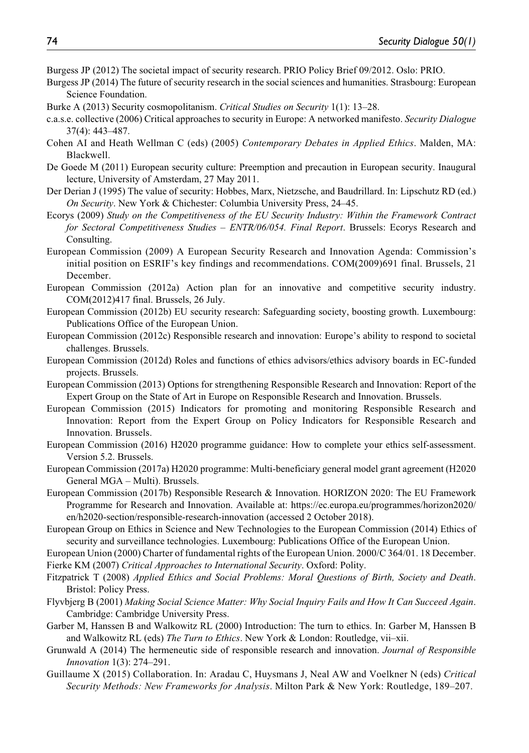Burgess JP (2012) The societal impact of security research. PRIO Policy Brief 09/2012. Oslo: PRIO.

Burgess JP (2014) The future of security research in the social sciences and humanities. Strasbourg: European Science Foundation.

Burke A (2013) Security cosmopolitanism. *Critical Studies on Security* 1(1): 13–28.

c.a.s.e. collective (2006) Critical approaches to security in Europe: A networked manifesto. *Security Dialogue* 37(4): 443–487.

Cohen AI and Heath Wellman C (eds) (2005) *Contemporary Debates in Applied Ethics*. Malden, MA: Blackwell.

De Goede M (2011) European security culture: Preemption and precaution in European security. Inaugural lecture, University of Amsterdam, 27 May 2011.

Der Derian J (1995) The value of security: Hobbes, Marx, Nietzsche, and Baudrillard. In: Lipschutz RD (ed.) *On Security*. New York & Chichester: Columbia University Press, 24–45.

Ecorys (2009) *Study on the Competitiveness of the EU Security Industry: Within the Framework Contract for Sectoral Competitiveness Studies – ENTR/06/054. Final Report*. Brussels: Ecorys Research and Consulting.

European Commission (2009) A European Security Research and Innovation Agenda: Commission's initial position on ESRIF's key findings and recommendations. COM(2009)691 final. Brussels, 21 December.

European Commission (2012a) Action plan for an innovative and competitive security industry. COM(2012)417 final. Brussels, 26 July.

European Commission (2012b) EU security research: Safeguarding society, boosting growth. Luxembourg: Publications Office of the European Union.

European Commission (2012c) Responsible research and innovation: Europe's ability to respond to societal challenges. Brussels.

European Commission (2012d) Roles and functions of ethics advisors/ethics advisory boards in EC-funded projects. Brussels.

European Commission (2013) Options for strengthening Responsible Research and Innovation: Report of the Expert Group on the State of Art in Europe on Responsible Research and Innovation. Brussels.

European Commission (2015) Indicators for promoting and monitoring Responsible Research and Innovation: Report from the Expert Group on Policy Indicators for Responsible Research and Innovation. Brussels.

European Commission (2016) H2020 programme guidance: How to complete your ethics self-assessment. Version 5.2. Brussels.

European Commission (2017a) H2020 programme: Multi-beneficiary general model grant agreement (H2020 General MGA – Multi). Brussels.

European Commission (2017b) Responsible Research & Innovation. HORIZON 2020: The EU Framework Programme for Research and Innovation. Available at: https://ec.europa.eu/programmes/horizon2020/en/h2020-section/responsible-research-innovation (accessed 2 October 2018).

European Group on Ethics in Science and New Technologies to the European Commission (2014) Ethics of security and surveillance technologies. Luxembourg: Publications Office of the European Union.

European Union (2000) Charter of fundamental rights of the European Union. 2000/C 364/01. 18 December.

Fierke KM (2007) *Critical Approaches to International Security*. Oxford: Polity.

Fitzpatrick T (2008) *Applied Ethics and Social Problems: Moral Questions of Birth, Society and Death*. Bristol: Policy Press.

Flyvbjerg B (2001) *Making Social Science Matter: Why Social Inquiry Fails and How It Can Succeed Again*. Cambridge: Cambridge University Press.

Garber M, Hanssen B and Walkowitz RL (2000) Introduction: The turn to ethics. In: Garber M, Hanssen B and Walkowitz RL (eds) *The Turn to Ethics*. New York & London: Routledge, vii–xii.

Grunwald A (2014) The hermeneutic side of responsible research and innovation. *Journal of Responsible Innovation* 1(3): 274–291.

Guillaume X (2015) Collaboration. In: Aradau C, Huysmans J, Neal AW and Voelkner N (eds) *Critical Security Methods: New Frameworks for Analysis*. Milton Park & New York: Routledge, 189–207.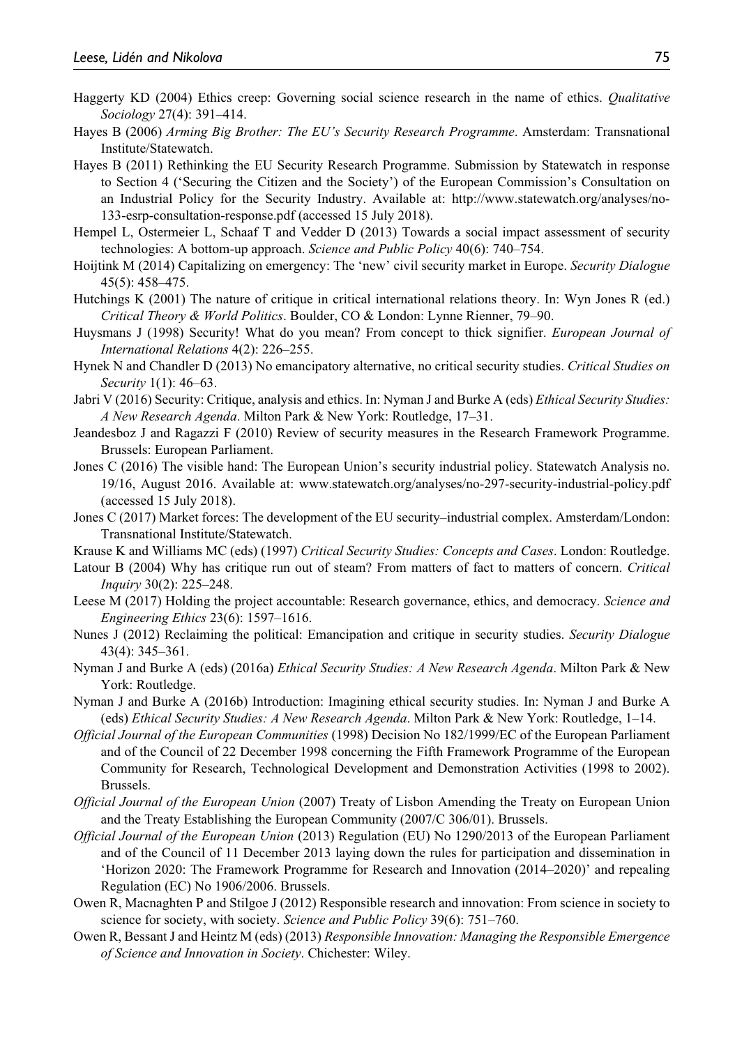Haggerty KD (2004) Ethics creep: Governing social science research in the name of ethics. *Qualitative Sociology* 27(4): 391–414.

Hayes B (2006) *Arming Big Brother: The EU's Security Research Programme*. Amsterdam: Transnational Institute/Statewatch.

Hayes B (2011) Rethinking the EU Security Research Programme. Submission by Statewatch in response to Section 4 ('Securing the Citizen and the Society') of the European Commission's Consultation on an Industrial Policy for the Security Industry. Available at: http://www.statewatch.org/analyses/no-133-esrp-consultation-response.pdf (accessed 15 July 2018).

Hempel L, Ostermeier L, Schaaf T and Vedder D (2013) Towards a social impact assessment of security technologies: A bottom-up approach. *Science and Public Policy* 40(6): 740–754.

Hoijtink M (2014) Capitalizing on emergency: The 'new' civil security market in Europe. *Security Dialogue* 45(5): 458–475.

Hutchings K (2001) The nature of critique in critical international relations theory. In: Wyn Jones R (ed.) *Critical Theory & World Politics*. Boulder, CO & London: Lynne Rienner, 79–90.

Huysmans J (1998) Security! What do you mean? From concept to thick signifier. *European Journal of International Relations* 4(2): 226–255.

Hynek N and Chandler D (2013) No emancipatory alternative, no critical security studies. *Critical Studies on Security* 1(1): 46–63.

Jabri V (2016) Security: Critique, analysis and ethics. In: Nyman J and Burke A (eds) *Ethical Security Studies: A New Research Agenda*. Milton Park & New York: Routledge, 17–31.

Jeandesboz J and Ragazzi F (2010) Review of security measures in the Research Framework Programme. Brussels: European Parliament.

Jones C (2016) The visible hand: The European Union's security industrial policy. Statewatch Analysis no. 19/16, August 2016. Available at: www.statewatch.org/analyses/no-297-security-industrial-policy.pdf (accessed 15 July 2018).

Jones C (2017) Market forces: The development of the EU security–industrial complex. Amsterdam/London: Transnational Institute/Statewatch.

Krause K and Williams MC (eds) (1997) *Critical Security Studies: Concepts and Cases*. London: Routledge.

Latour B (2004) Why has critique run out of steam? From matters of fact to matters of concern. *Critical Inquiry* 30(2): 225–248.

Leese M (2017) Holding the project accountable: Research governance, ethics, and democracy. *Science and Engineering Ethics* 23(6): 1597–1616.

Nunes J (2012) Reclaiming the political: Emancipation and critique in security studies. *Security Dialogue* 43(4): 345–361.

Nyman J and Burke A (eds) (2016a) *Ethical Security Studies: A New Research Agenda*. Milton Park & New York: Routledge.

Nyman J and Burke A (2016b) Introduction: Imagining ethical security studies. In: Nyman J and Burke A (eds) *Ethical Security Studies: A New Research Agenda*. Milton Park & New York: Routledge, 1–14.

*Official Journal of the European Communities* (1998) Decision No 182/1999/EC of the European Parliament and of the Council of 22 December 1998 concerning the Fifth Framework Programme of the European Community for Research, Technological Development and Demonstration Activities (1998 to 2002). Brussels.

*Official Journal of the European Union* (2007) Treaty of Lisbon Amending the Treaty on European Union and the Treaty Establishing the European Community (2007/C 306/01). Brussels.

*Official Journal of the European Union* (2013) Regulation (EU) No 1290/2013 of the European Parliament and of the Council of 11 December 2013 laying down the rules for participation and dissemination in 'Horizon 2020: The Framework Programme for Research and Innovation (2014–2020)' and repealing Regulation (EC) No 1906/2006. Brussels.

Owen R, Macnaghten P and Stilgoe J (2012) Responsible research and innovation: From science in society to science for society, with society. *Science and Public Policy* 39(6): 751–760.

Owen R, Bessant J and Heintz M (eds) (2013) *Responsible Innovation: Managing the Responsible Emergence of Science and Innovation in Society*. Chichester: Wiley.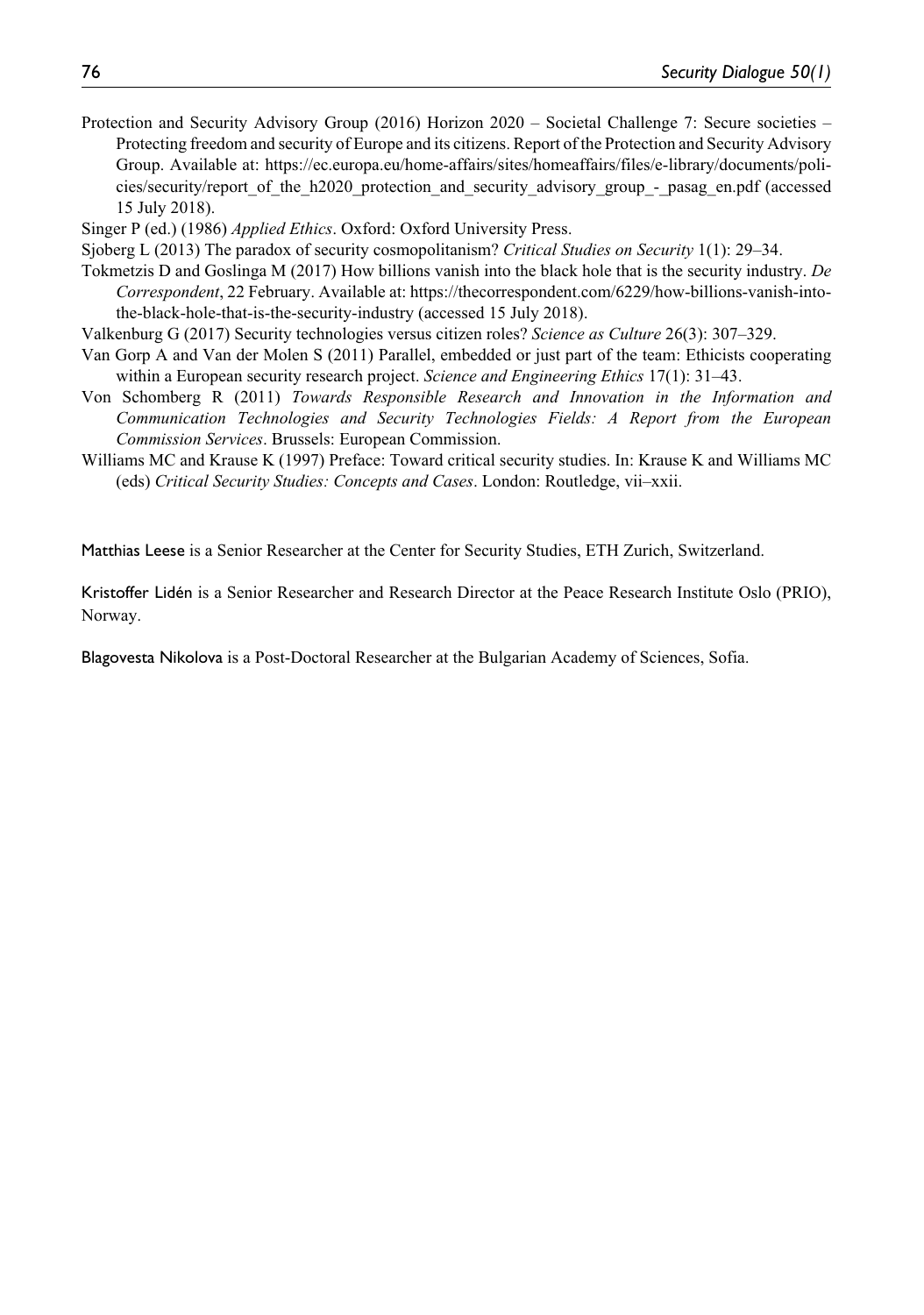Protection and Security Advisory Group (2016) Horizon 2020 – Societal Challenge 7: Secure societies – Protecting freedom and security of Europe and its citizens. Report of the Protection and Security Advisory Group. Available at: https://ec.europa.eu/home-affairs/sites/homeaffairs/files/e-library/documents/policies/security/report_of_the_h2020_protection_and_security_advisory_group_-_pasag_en.pdf (accessed 15 July 2018).

Singer P (ed.) (1986) *Applied Ethics*. Oxford: Oxford University Press.

Sjoberg L (2013) The paradox of security cosmopolitanism? *Critical Studies on Security* 1(1): 29–34.

Tokmetzis D and Goslinga M (2017) How billions vanish into the black hole that is the security industry. *De Correspondent*, 22 February. Available at: https://thecorrespondent.com/6229/how-billions-vanish-into-the-black-hole-that-is-the-security-industry (accessed 15 July 2018).

Valkenburg G (2017) Security technologies versus citizen roles? *Science as Culture* 26(3): 307–329.

Van Gorp A and Van der Molen S (2011) Parallel, embedded or just part of the team: Ethicists cooperating within a European security research project. *Science and Engineering Ethics* 17(1): 31–43.

Von Schomberg R (2011) *Towards Responsible Research and Innovation in the Information and Communication Technologies and Security Technologies Fields: A Report from the European Commission Services*. Brussels: European Commission.

Williams MC and Krause K (1997) Preface: Toward critical security studies. In: Krause K and Williams MC (eds) *Critical Security Studies: Concepts and Cases*. London: Routledge, vii–xxii.

Matthias Leese is a Senior Researcher at the Center for Security Studies, ETH Zurich, Switzerland.

Kristoffer Lidén is a Senior Researcher and Research Director at the Peace Research Institute Oslo (PRIO), Norway.

Blagovesta Nikolova is a Post-Doctoral Researcher at the Bulgarian Academy of Sciences, Sofia.